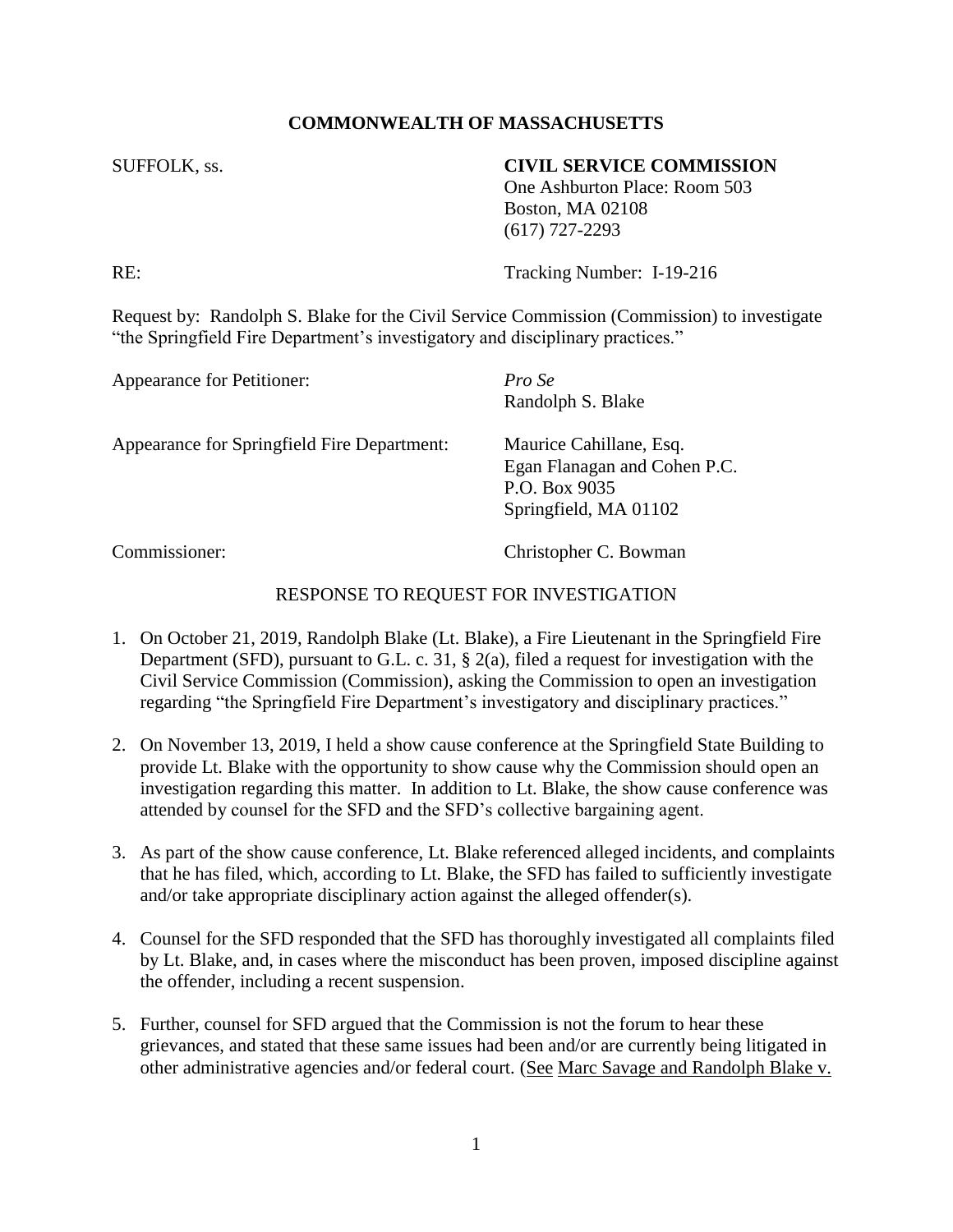**COMMONWEALTH OF MASSACHUSETTS**

SUFFOLK, ss.

**CIVIL SERVICE COMMISSION**
One Ashburton Place: Room 503
Boston, MA 02108
(617) 727-2293

RE: Tracking Number: I-19-216

Request by: Randolph S. Blake for the Civil Service Commission (Commission) to investigate "the Springfield Fire Department's investigatory and disciplinary practices."

Appearance for Petitioner: *Pro Se*
Randolph S. Blake

Appearance for Springfield Fire Department: Maurice Cahillane, Esq.
Egan Flanagan and Cohen P.C.
P.O. Box 9035
Springfield, MA 01102

Commissioner: Christopher C. Bowman

RESPONSE TO REQUEST FOR INVESTIGATION

1. On October 21, 2019, Randolph Blake (Lt. Blake), a Fire Lieutenant in the Springfield Fire Department (SFD), pursuant to G.L. c. 31, § 2(a), filed a request for investigation with the Civil Service Commission (Commission), asking the Commission to open an investigation regarding "the Springfield Fire Department's investigatory and disciplinary practices."

2. On November 13, 2019, I held a show cause conference at the Springfield State Building to provide Lt. Blake with the opportunity to show cause why the Commission should open an investigation regarding this matter. In addition to Lt. Blake, the show cause conference was attended by counsel for the SFD and the SFD's collective bargaining agent.

3. As part of the show cause conference, Lt. Blake referenced alleged incidents, and complaints that he has filed, which, according to Lt. Blake, the SFD has failed to sufficiently investigate and/or take appropriate disciplinary action against the alleged offender(s).

4. Counsel for the SFD responded that the SFD has thoroughly investigated all complaints filed by Lt. Blake, and, in cases where the misconduct has been proven, imposed discipline against the offender, including a recent suspension.

5. Further, counsel for SFD argued that the Commission is not the forum to hear these grievances, and stated that these same issues had been and/or are currently being litigated in other administrative agencies and/or federal court. (See Marc Savage and Randolph Blake v.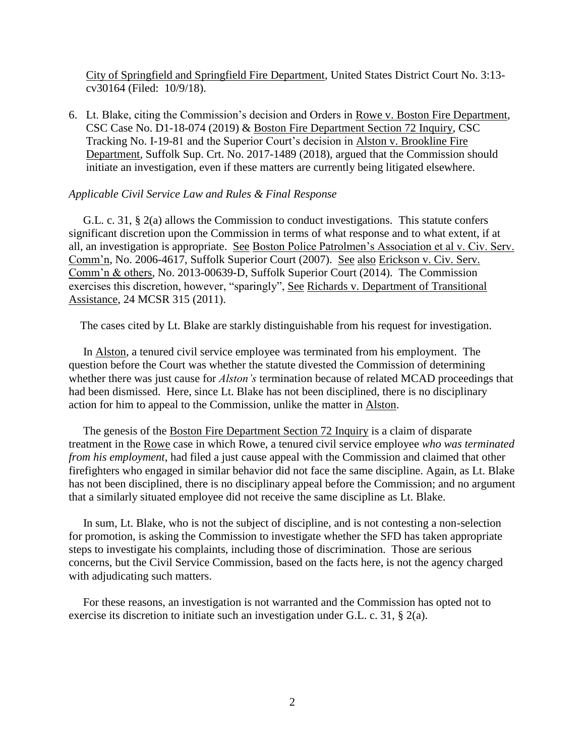City of Springfield and Springfield Fire Department, United States District Court No. 3:13-cv30164 (Filed: 10/9/18).

6. Lt. Blake, citing the Commission's decision and Orders in Rowe v. Boston Fire Department, CSC Case No. D1-18-074 (2019) & Boston Fire Department Section 72 Inquiry, CSC Tracking No. I-19-81 and the Superior Court's decision in Alston v. Brookline Fire Department, Suffolk Sup. Crt. No. 2017-1489 (2018), argued that the Commission should initiate an investigation, even if these matters are currently being litigated elsewhere.

*Applicable Civil Service Law and Rules & Final Response*

G.L. c. 31, § 2(a) allows the Commission to conduct investigations. This statute confers significant discretion upon the Commission in terms of what response and to what extent, if at all, an investigation is appropriate. See Boston Police Patrolmen's Association et al v. Civ. Serv. Comm'n, No. 2006-4617, Suffolk Superior Court (2007). See also Erickson v. Civ. Serv. Comm'n & others, No. 2013-00639-D, Suffolk Superior Court (2014). The Commission exercises this discretion, however, "sparingly", See Richards v. Department of Transitional Assistance, 24 MCSR 315 (2011).

The cases cited by Lt. Blake are starkly distinguishable from his request for investigation.

In Alston, a tenured civil service employee was terminated from his employment. The question before the Court was whether the statute divested the Commission of determining whether there was just cause for *Alston's* termination because of related MCAD proceedings that had been dismissed. Here, since Lt. Blake has not been disciplined, there is no disciplinary action for him to appeal to the Commission, unlike the matter in Alston.

The genesis of the Boston Fire Department Section 72 Inquiry is a claim of disparate treatment in the Rowe case in which Rowe, a tenured civil service employee *who was terminated from his employment*, had filed a just cause appeal with the Commission and claimed that other firefighters who engaged in similar behavior did not face the same discipline. Again, as Lt. Blake has not been disciplined, there is no disciplinary appeal before the Commission; and no argument that a similarly situated employee did not receive the same discipline as Lt. Blake.

In sum, Lt. Blake, who is not the subject of discipline, and is not contesting a non-selection for promotion, is asking the Commission to investigate whether the SFD has taken appropriate steps to investigate his complaints, including those of discrimination. Those are serious concerns, but the Civil Service Commission, based on the facts here, is not the agency charged with adjudicating such matters.

For these reasons, an investigation is not warranted and the Commission has opted not to exercise its discretion to initiate such an investigation under G.L. c. 31, § 2(a).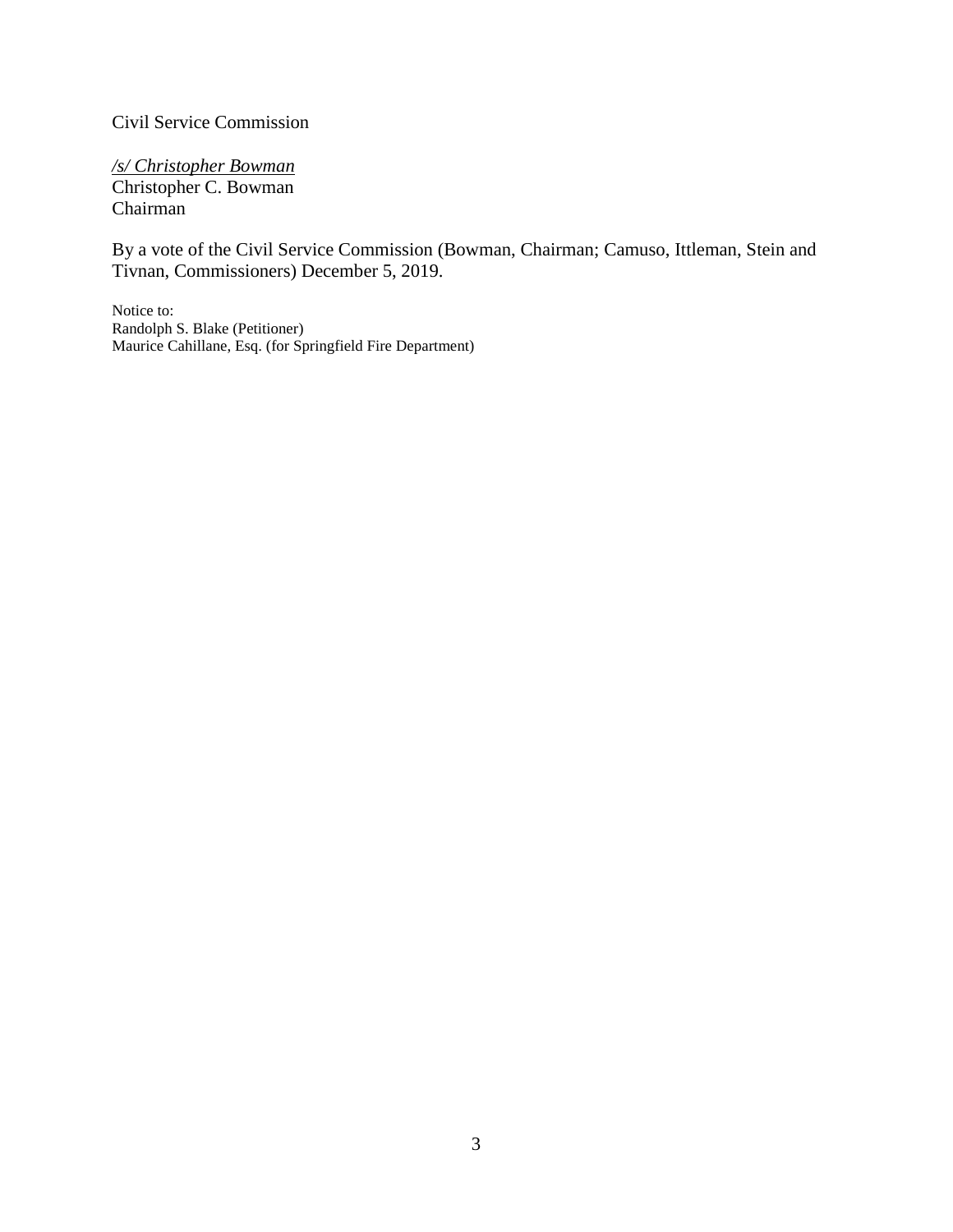Civil Service Commission

*/s/ Christopher Bowman*
Christopher C. Bowman
Chairman

By a vote of the Civil Service Commission (Bowman, Chairman; Camuso, Ittleman, Stein and Tivnan, Commissioners) December 5, 2019.

Notice to:
Randolph S. Blake (Petitioner)
Maurice Cahillane, Esq. (for Springfield Fire Department)